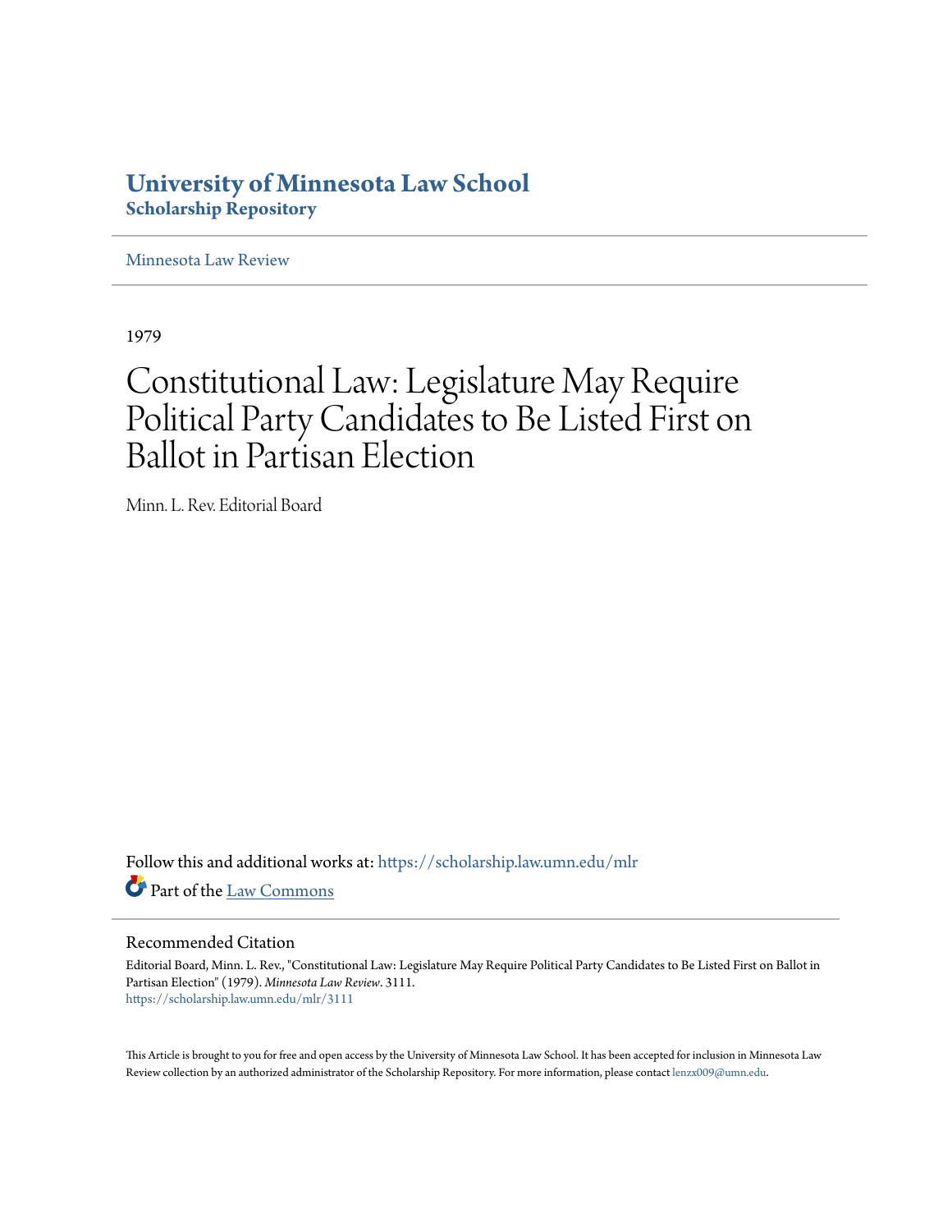# University of Minnesota Law School
## Scholarship Repository

Minnesota Law Review

1979

# Constitutional Law: Legislature May Require Political Party Candidates to Be Listed First on Ballot in Partisan Election

Minn. L. Rev. Editorial Board

Follow this and additional works at: https://scholarship.law.umn.edu/mlr

Part of the Law Commons

## Recommended Citation

Editorial Board, Minn. L. Rev., "Constitutional Law: Legislature May Require Political Party Candidates to Be Listed First on Ballot in Partisan Election" (1979). *Minnesota Law Review*. 3111.
https://scholarship.law.umn.edu/mlr/3111

This Article is brought to you for free and open access by the University of Minnesota Law School. It has been accepted for inclusion in Minnesota Law Review collection by an authorized administrator of the Scholarship Repository. For more information, please contact lenzx009@umn.edu.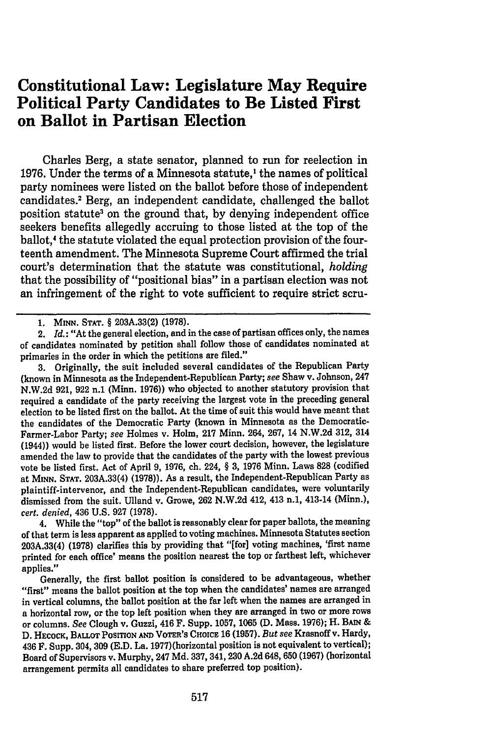# Constitutional Law: Legislature May Require Political Party Candidates to Be Listed First on Ballot in Partisan Election

Charles Berg, a state senator, planned to run for reelection in 1976. Under the terms of a Minnesota statute,[1] the names of political party nominees were listed on the ballot before those of independent candidates.[2] Berg, an independent candidate, challenged the ballot position statute[3] on the ground that, by denying independent office seekers benefits allegedly accruing to those listed at the top of the ballot,[4] the statute violated the equal protection provision of the fourteenth amendment. The Minnesota Supreme Court affirmed the trial court's determination that the statute was constitutional, *holding* that the possibility of "positional bias" in a partisan election was not an infringement of the right to vote sufficient to require strict scru-

---

1. MINN. STAT. § 203A.33(2) (1978).

2. *Id.*: "At the general election, and in the case of partisan offices only, the names of candidates nominated by petition shall follow those of candidates nominated at primaries in the order in which the petitions are filed."

3. Originally, the suit included several candidates of the Republican Party (known in Minnesota as the Independent-Republican Party; *see* Shaw v. Johnson, 247 N.W.2d 921, 922 n.1 (Minn. 1976)) who objected to another statutory provision that required a candidate of the party receiving the largest vote in the preceding general election to be listed first on the ballot. At the time of suit this would have meant that the candidates of the Democratic Party (known in Minnesota as the Democratic-Farmer-Labor Party; *see* Holmes v. Holm, 217 Minn. 264, 267, 14 N.W.2d 312, 314 (1944)) would be listed first. Before the lower court decision, however, the legislature amended the law to provide that the candidates of the party with the lowest previous vote be listed first. Act of April 9, 1976, ch. 224, § 3, 1976 Minn. Laws 828 (codified at MINN. STAT. 203A.33(4) (1978)). As a result, the Independent-Republican Party as plaintiff-intervenor, and the Independent-Republican candidates, were voluntarily dismissed from the suit. Ulland v. Growe, 262 N.W.2d 412, 413 n.1, 413-14 (Minn.), *cert. denied*, 436 U.S. 927 (1978).

4. While the "top" of the ballot is reasonably clear for paper ballots, the meaning of that term is less apparent as applied to voting machines. Minnesota Statutes section 203A.33(4) (1978) clarifies this by providing that "[for] voting machines, 'first name printed for each office' means the position nearest the top or farthest left, whichever applies."

Generally, the first ballot position is considered to be advantageous, whether "first" means the ballot position at the top when the candidates' names are arranged in vertical columns, the ballot position at the far left when the names are arranged in a horizontal row, or the top left position when they are arranged in two or more rows or columns. *See* Clough v. Guzzi, 416 F. Supp. 1057, 1065 (D. Mass. 1976); H. BAIN & D. HECOCK, BALLOT POSITION AND VOTER'S CHOICE 16 (1957). *But see* Krasnoff v. Hardy, 436 F. Supp. 304, 309 (E.D. La. 1977)(horizontal position is not equivalent to vertical); Board of Supervisors v. Murphy, 247 Md. 337, 341, 230 A.2d 648, 650 (1967) (horizontal arrangement permits all candidates to share preferred top position).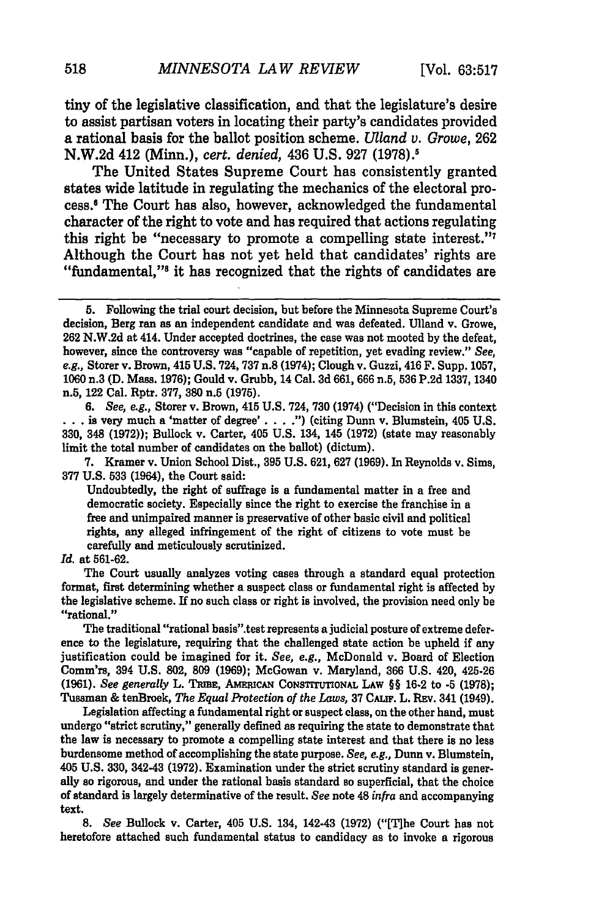tiny of the legislative classification, and that the legislature's desire to assist partisan voters in locating their party's candidates provided a rational basis for the ballot position scheme. *Ulland v. Growe*, 262 N.W.2d 412 (Minn.), *cert. denied*, 436 U.S. 927 (1978).[5]

The United States Supreme Court has consistently granted states wide latitude in regulating the mechanics of the electoral process.[6] The Court has also, however, acknowledged the fundamental character of the right to vote and has required that actions regulating this right be "necessary to promote a compelling state interest."[7] Although the Court has not yet held that candidates' rights are "fundamental,"[8] it has recognized that the rights of candidates are

---

5. Following the trial court decision, but before the Minnesota Supreme Court's decision, Berg ran as an independent candidate and was defeated. Ulland v. Growe, 262 N.W.2d at 414. Under accepted doctrines, the case was not mooted by the defeat, however, since the controversy was "capable of repetition, yet evading review." *See, e.g.*, Storer v. Brown, 415 U.S. 724, 737 n.8 (1974); Clough v. Guzzi, 416 F. Supp. 1057, 1060 n.3 (D. Mass. 1976); Gould v. Grubb, 14 Cal. 3d 661, 666 n.5, 536 P.2d 1337, 1340 n.5, 122 Cal. Rptr. 377, 380 n.5 (1975).

6. *See, e.g.*, Storer v. Brown, 415 U.S. 724, 730 (1974) ("Decision in this context . . . is very much a 'matter of degree' . . . .") (citing Dunn v. Blumstein, 405 U.S. 330, 348 (1972)); Bullock v. Carter, 405 U.S. 134, 145 (1972) (state may reasonably limit the total number of candidates on the ballot) (dictum).

7. Kramer v. Union School Dist., 395 U.S. 621, 627 (1969). In Reynolds v. Sims, 377 U.S. 533 (1964), the Court said:

> Undoubtedly, the right of suffrage is a fundamental matter in a free and democratic society. Especially since the right to exercise the franchise in a free and unimpaired manner is preservative of other basic civil and political rights, any alleged infringement of the right of citizens to vote must be carefully and meticulously scrutinized.

*Id.* at 561-62.

The Court usually analyzes voting cases through a standard equal protection format, first determining whether a suspect class or fundamental right is affected by the legislative scheme. If no such class or right is involved, the provision need only be "rational."

The traditional "rational basis" test represents a judicial posture of extreme deference to the legislature, requiring that the challenged state action be upheld if any justification could be imagined for it. *See, e.g.*, McDonald v. Board of Election Comm'rs, 394 U.S. 802, 809 (1969); McGowan v. Maryland, 366 U.S. 420, 425-26 (1961). *See generally* L. TRIBE, AMERICAN CONSTITUTIONAL LAW §§ 16-2 to -5 (1978); Tussman & tenBroek, *The Equal Protection of the Laws*, 37 CALIF. L. REV. 341 (1949).

Legislation affecting a fundamental right or suspect class, on the other hand, must undergo "strict scrutiny," generally defined as requiring the state to demonstrate that the law is necessary to promote a compelling state interest and that there is no less burdensome method of accomplishing the state purpose. *See, e.g.*, Dunn v. Blumstein, 405 U.S. 330, 342-43 (1972). Examination under the strict scrutiny standard is generally so rigorous, and under the rational basis standard so superficial, that the choice of standard is largely determinative of the result. *See* note 48 *infra* and accompanying text.

8. *See* Bullock v. Carter, 405 U.S. 134, 142-43 (1972) ("[T]he Court has not heretofore attached such fundamental status to candidacy as to invoke a rigorous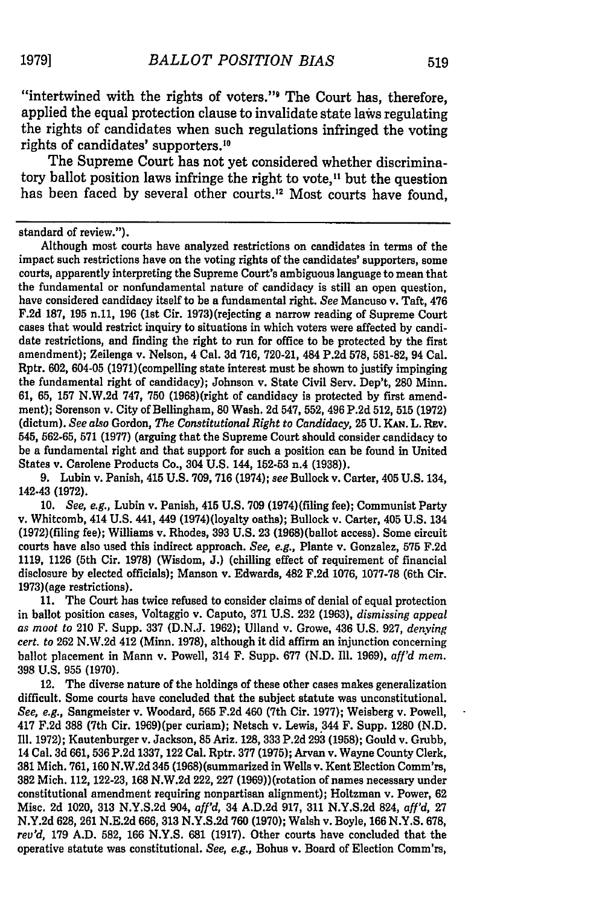"intertwined with the rights of voters."[9] The Court has, therefore, applied the equal protection clause to invalidate state laws regulating the rights of candidates when such regulations infringed the voting rights of candidates' supporters.[10]

The Supreme Court has not yet considered whether discriminatory ballot position laws infringe the right to vote,[11] but the question has been faced by several other courts.[12] Most courts have found,

---

standard of review.").

Although most courts have analyzed restrictions on candidates in terms of the impact such restrictions have on the voting rights of the candidates' supporters, some courts, apparently interpreting the Supreme Court's ambiguous language to mean that the fundamental or nonfundamental nature of candidacy is still an open question, have considered candidacy itself to be a fundamental right. *See* Mancuso v. Taft, 476 F.2d 187, 195 n.11, 196 (1st Cir. 1973)(rejecting a narrow reading of Supreme Court cases that would restrict inquiry to situations in which voters were affected by candidate restrictions, and finding the right to run for office to be protected by the first amendment); Zeilenga v. Nelson, 4 Cal. 3d 716, 720-21, 484 P.2d 578, 581-82, 94 Cal. Rptr. 602, 604-05 (1971)(compelling state interest must be shown to justify impinging the fundamental right of candidacy); Johnson v. State Civil Serv. Dep't, 280 Minn. 61, 65, 157 N.W.2d 747, 750 (1968)(right of candidacy is protected by first amendment); Sorenson v. City of Bellingham, 80 Wash. 2d 547, 552, 496 P.2d 512, 515 (1972) (dictum). *See also* Gordon, *The Constitutional Right to Candidacy*, 25 U. KAN. L. REV. 545, 562-65, 571 (1977) (arguing that the Supreme Court should consider candidacy to be a fundamental right and that support for such a position can be found in United States v. Carolene Products Co., 304 U.S. 144, 152-53 n.4 (1938)).

9. Lubin v. Panish, 415 U.S. 709, 716 (1974); *see* Bullock v. Carter, 405 U.S. 134, 142-43 (1972).

10. *See, e.g.*, Lubin v. Panish, 415 U.S. 709 (1974)(filing fee); Communist Party v. Whitcomb, 414 U.S. 441, 449 (1974)(loyalty oaths); Bullock v. Carter, 405 U.S. 134 (1972)(filing fee); Williams v. Rhodes, 393 U.S. 23 (1968)(ballot access). Some circuit courts have also used this indirect approach. *See, e.g.*, Plante v. Gonzalez, 575 F.2d 1119, 1126 (5th Cir. 1978) (Wisdom, J.) (chilling effect of requirement of financial disclosure by elected officials); Manson v. Edwards, 482 F.2d 1076, 1077-78 (6th Cir. 1973)(age restrictions).

11. The Court has twice refused to consider claims of denial of equal protection in ballot position cases, Voltaggio v. Caputo, 371 U.S. 232 (1963), *dismissing appeal as moot to* 210 F. Supp. 337 (D.N.J. 1962); Ulland v. Growe, 436 U.S. 927, *denying cert. to* 262 N.W.2d 412 (Minn. 1978), although it did affirm an injunction concerning ballot placement in Mann v. Powell, 314 F. Supp. 677 (N.D. Ill. 1969), *aff'd mem.* 398 U.S. 955 (1970).

12. The diverse nature of the holdings of these other cases makes generalization difficult. Some courts have concluded that the subject statute was unconstitutional. *See, e.g.*, Sangmeister v. Woodard, 565 F.2d 460 (7th Cir. 1977); Weisberg v. Powell, 417 F.2d 388 (7th Cir. 1969)(per curiam); Netsch v. Lewis, 344 F. Supp. 1280 (N.D. Ill. 1972); Kautenburger v. Jackson, 85 Ariz. 128, 333 P.2d 293 (1958); Gould v. Grubb, 14 Cal. 3d 661, 536 P.2d 1337, 122 Cal. Rptr. 377 (1975); Arvan v. Wayne County Clerk, 381 Mich. 761, 160 N.W.2d 345 (1968)(summarized in Wells v. Kent Election Comm'rs, 382 Mich. 112, 122-23, 168 N.W.2d 222, 227 (1969))(rotation of names necessary under constitutional amendment requiring nonpartisan alignment); Holtzman v. Power, 62 Misc. 2d 1020, 313 N.Y.S.2d 904, *aff'd*, 34 A.D.2d 917, 311 N.Y.S.2d 824, *aff'd*, 27 N.Y.2d 628, 261 N.E.2d 666, 313 N.Y.S.2d 760 (1970); Walsh v. Boyle, 166 N.Y.S. 678, *rev'd*, 179 A.D. 582, 166 N.Y.S. 681 (1917). Other courts have concluded that the operative statute was constitutional. *See, e.g.*, Bohus v. Board of Election Comm'rs,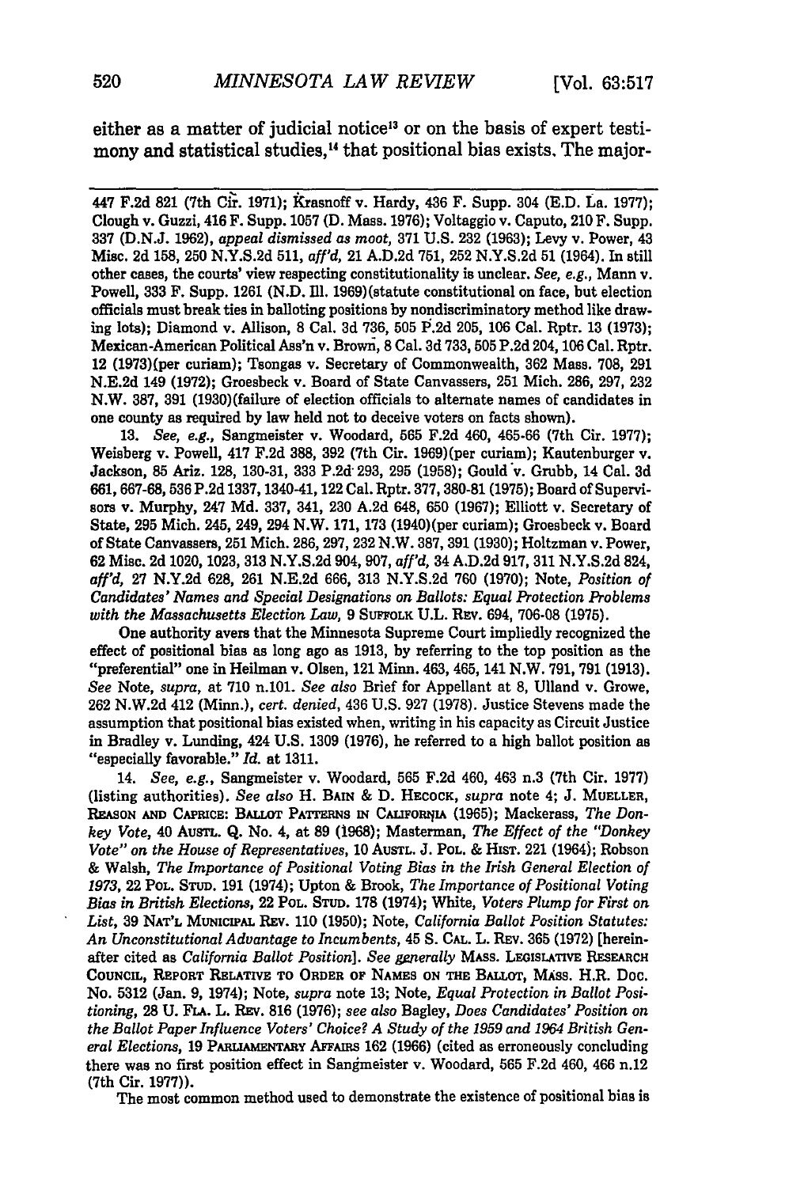either as a matter of judicial notice[13] or on the basis of expert testimony and statistical studies,[14] that positional bias exists. The major-

---

447 F.2d 821 (7th Cir. 1971); Krasnoff v. Hardy, 436 F. Supp. 304 (E.D. La. 1977); Clough v. Guzzi, 416 F. Supp. 1057 (D. Mass. 1976); Voltaggio v. Caputo, 210 F. Supp. 337 (D.N.J. 1962), *appeal dismissed as moot*, 371 U.S. 232 (1963); Levy v. Power, 43 Misc. 2d 158, 250 N.Y.S.2d 511, *aff'd*, 21 A.D.2d 761, 252 N.Y.S.2d 51 (1964). In still other cases, the courts' view respecting constitutionality is unclear. *See, e.g.*, Mann v. Powell, 333 F. Supp. 1261 (N.D. Ill. 1969)(statute constitutional on face, but election officials must break ties in balloting positions by nondiscriminatory method like drawing lots); Diamond v. Allison, 8 Cal. 3d 736, 505 P.2d 205, 106 Cal. Rptr. 13 (1973); Mexican-American Political Ass'n v. Brown, 8 Cal. 3d 733, 505 P.2d 204, 106 Cal. Rptr. 12 (1973)(per curiam); Tsongas v. Secretary of Commonwealth, 362 Mass. 708, 291 N.E.2d 149 (1972); Groesbeck v. Board of State Canvassers, 251 Mich. 286, 297, 232 N.W. 387, 391 (1930)(failure of election officials to alternate names of candidates in one county as required by law held not to deceive voters on facts shown).

13. *See, e.g.*, Sangmeister v. Woodard, 565 F.2d 460, 465-66 (7th Cir. 1977); Weisberg v. Powell, 417 F.2d 388, 392 (7th Cir. 1969)(per curiam); Kautenburger v. Jackson, 85 Ariz. 128, 130-31, 333 P.2d 293, 295 (1958); Gould v. Grubb, 14 Cal. 3d 661, 667-68, 536 P.2d 1337, 1340-41, 122 Cal. Rptr. 377, 380-81 (1975); Board of Supervisors v. Murphy, 247 Md. 337, 341, 230 A.2d 648, 650 (1967); Elliott v. Secretary of State, 295 Mich. 245, 249, 294 N.W. 171, 173 (1940)(per curiam); Groesbeck v. Board of State Canvassers, 251 Mich. 286, 297, 232 N.W. 387, 391 (1930); Holtzman v. Power, 62 Misc. 2d 1020, 1023, 313 N.Y.S.2d 904, 907, *aff'd*, 34 A.D.2d 917, 311 N.Y.S.2d 824, *aff'd*, 27 N.Y.2d 628, 261 N.E.2d 666, 313 N.Y.S.2d 760 (1970); Note, *Position of Candidates' Names and Special Designations on Ballots: Equal Protection Problems with the Massachusetts Election Law*, 9 SUFFOLK U.L. REV. 694, 706-08 (1975).

One authority avers that the Minnesota Supreme Court impliedly recognized the effect of positional bias as long ago as 1913, by referring to the top position as the "preferential" one in Heilman v. Olsen, 121 Minn. 463, 465, 141 N.W. 791, 791 (1913). *See* Note, *supra*, at 710 n.101. *See also* Brief for Appellant at 8, Ulland v. Growe, 262 N.W.2d 412 (Minn.), *cert. denied*, 436 U.S. 927 (1978). Justice Stevens made the assumption that positional bias existed when, writing in his capacity as Circuit Justice in Bradley v. Lunding, 424 U.S. 1309 (1976), he referred to a high ballot position as "especially favorable." *Id.* at 1311.

14. *See, e.g.*, Sangmeister v. Woodard, 565 F.2d 460, 463 n.3 (7th Cir. 1977) (listing authorities). *See also* H. BAIN & D. HECOCK, *supra* note 4; J. MUELLER, REASON AND CAPRICE: BALLOT PATTERNS IN CALIFORNIA (1965); Mackerass, *The Donkey Vote*, 40 AUSTL. Q. No. 4, at 89 (1968); Masterman, *The Effect of the "Donkey Vote" on the House of Representatives*, 10 AUSTL. J. POL. & HIST. 221 (1964); Robson & Walsh, *The Importance of Positional Voting Bias in the Irish General Election of 1973*, 22 POL. STUD. 191 (1974); Upton & Brook, *The Importance of Positional Voting Bias in British Elections*, 22 POL. STUD. 178 (1974); White, *Voters Plump for First on List*, 39 NAT'L MUNICIPAL REV. 110 (1950); Note, *California Ballot Position Statutes: An Unconstitutional Advantage to Incumbents*, 45 S. CAL. L. REV. 365 (1972) [hereinafter cited as *California Ballot Position*]. *See generally* MASS. LEGISLATIVE RESEARCH COUNCIL, REPORT RELATIVE TO ORDER OF NAMES ON THE BALLOT, MASS. H.R. DOC. No. 5312 (Jan. 9, 1974); Note, *supra* note 13; Note, *Equal Protection in Ballot Positioning*, 28 U. FLA. L. REV. 816 (1976); *see also* Bagley, *Does Candidates' Position on the Ballot Paper Influence Voters' Choice? A Study of the 1959 and 1964 British General Elections*, 19 PARLIAMENTARY AFFAIRS 162 (1966) (cited as erroneously concluding there was no first position effect in Sangmeister v. Woodard, 565 F.2d 460, 466 n.12 (7th Cir. 1977)).

The most common method used to demonstrate the existence of positional bias is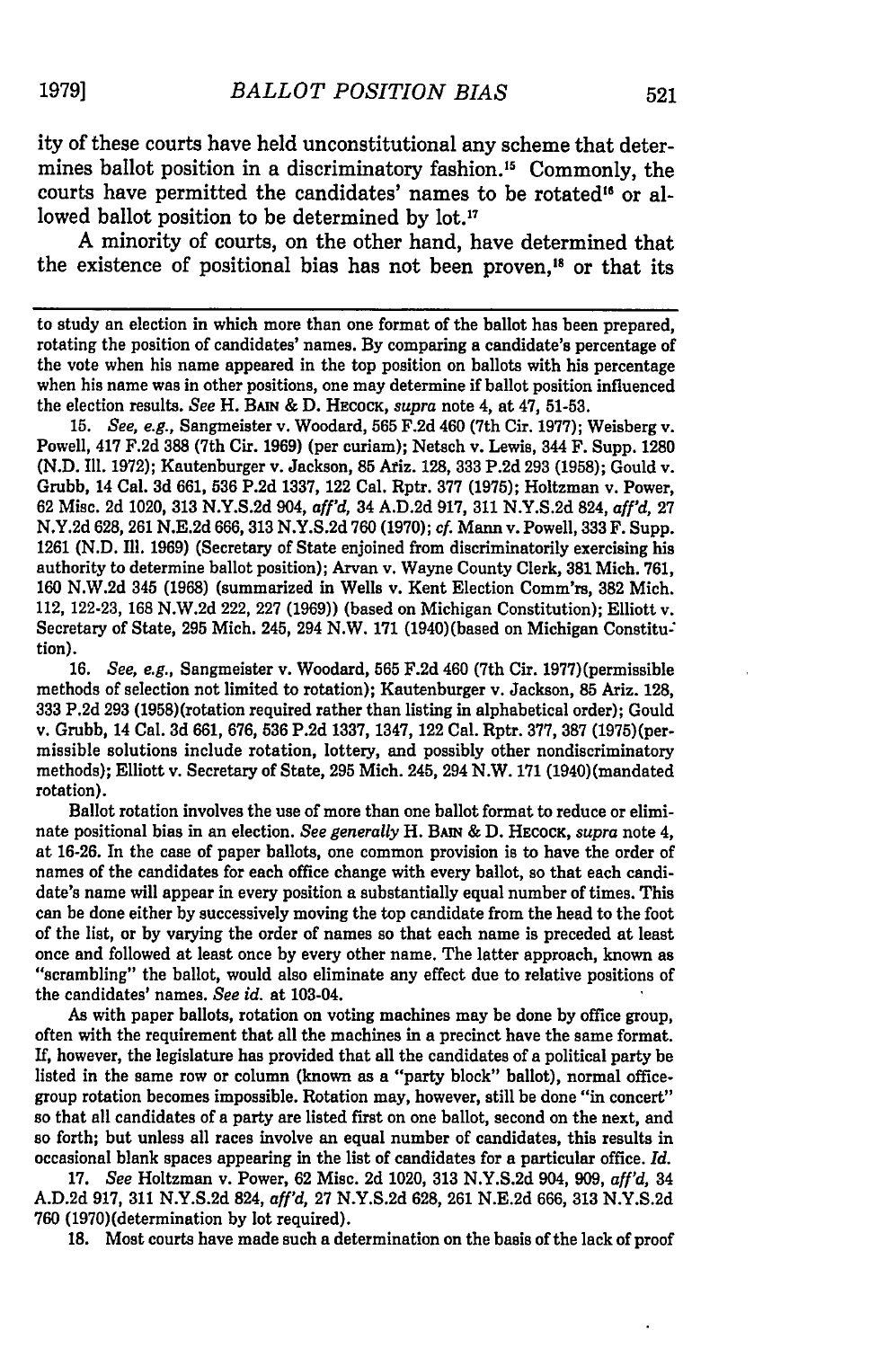ity of these courts have held unconstitutional any scheme that determines ballot position in a discriminatory fashion.[15] Commonly, the courts have permitted the candidates' names to be rotated[16] or allowed ballot position to be determined by lot.[17]

A minority of courts, on the other hand, have determined that the existence of positional bias has not been proven,[18] or that its

---

to study an election in which more than one format of the ballot has been prepared, rotating the position of candidates' names. By comparing a candidate's percentage of the vote when his name appeared in the top position on ballots with his percentage when his name was in other positions, one may determine if ballot position influenced the election results. *See* H. BAIN & D. HECOCK, *supra* note 4, at 47, 51-53.

15. *See, e.g.*, Sangmeister v. Woodard, 565 F.2d 460 (7th Cir. 1977); Weisberg v. Powell, 417 F.2d 388 (7th Cir. 1969) (per curiam); Netsch v. Lewis, 344 F. Supp. 1280 (N.D. Ill. 1972); Kautenburger v. Jackson, 85 Ariz. 128, 333 P.2d 293 (1958); Gould v. Grubb, 14 Cal. 3d 661, 536 P.2d 1337, 122 Cal. Rptr. 377 (1975); Holtzman v. Power, 62 Misc. 2d 1020, 313 N.Y.S.2d 904, *aff'd*, 34 A.D.2d 917, 311 N.Y.S.2d 824, *aff'd*, 27 N.Y.2d 628, 261 N.E.2d 666, 313 N.Y.S.2d 760 (1970); *cf.* Mann v. Powell, 333 F. Supp. 1261 (N.D. Ill. 1969) (Secretary of State enjoined from discriminatorily exercising his authority to determine ballot position); Arvan v. Wayne County Clerk, 381 Mich. 761, 160 N.W.2d 345 (1968) (summarized in Wells v. Kent Election Comm'rs, 382 Mich. 112, 122-23, 168 N.W.2d 222, 227 (1969)) (based on Michigan Constitution); Elliott v. Secretary of State, 295 Mich. 245, 294 N.W. 171 (1940)(based on Michigan Constitution).

16. *See, e.g.*, Sangmeister v. Woodard, 565 F.2d 460 (7th Cir. 1977)(permissible methods of selection not limited to rotation); Kautenburger v. Jackson, 85 Ariz. 128, 333 P.2d 293 (1958)(rotation required rather than listing in alphabetical order); Gould v. Grubb, 14 Cal. 3d 661, 676, 536 P.2d 1337, 1347, 122 Cal. Rptr. 377, 387 (1975)(permissible solutions include rotation, lottery, and possibly other nondiscriminatory methods); Elliott v. Secretary of State, 295 Mich. 245, 294 N.W. 171 (1940)(mandated rotation).

Ballot rotation involves the use of more than one ballot format to reduce or eliminate positional bias in an election. *See generally* H. BAIN & D. HECOCK, *supra* note 4, at 16-26. In the case of paper ballots, one common provision is to have the order of names of the candidates for each office change with every ballot, so that each candidate's name will appear in every position a substantially equal number of times. This can be done either by successively moving the top candidate from the head to the foot of the list, or by varying the order of names so that each name is preceded at least once and followed at least once by every other name. The latter approach, known as "scrambling" the ballot, would also eliminate any effect due to relative positions of the candidates' names. *See id.* at 103-04.

As with paper ballots, rotation on voting machines may be done by office group, often with the requirement that all the machines in a precinct have the same format. If, however, the legislature has provided that all the candidates of a political party be listed in the same row or column (known as a "party block" ballot), normal office-group rotation becomes impossible. Rotation may, however, still be done "in concert" so that all candidates of a party are listed first on one ballot, second on the next, and so forth; but unless all races involve an equal number of candidates, this results in occasional blank spaces appearing in the list of candidates for a particular office. *Id.*

17. *See* Holtzman v. Power, 62 Misc. 2d 1020, 313 N.Y.S.2d 904, 909, *aff'd*, 34 A.D.2d 917, 311 N.Y.S.2d 824, *aff'd*, 27 N.Y.S.2d 628, 261 N.E.2d 666, 313 N.Y.S.2d 760 (1970)(determination by lot required).

18. Most courts have made such a determination on the basis of the lack of proof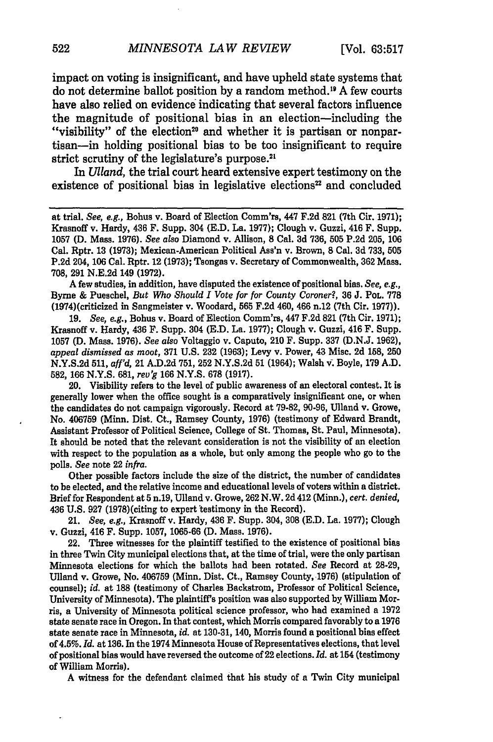impact on voting is insignificant, and have upheld state systems that do not determine ballot position by a random method.[19] A few courts have also relied on evidence indicating that several factors influence the magnitude of positional bias in an election—including the "visibility" of the election[20] and whether it is partisan or nonpartisan—in holding positional bias to be too insignificant to require strict scrutiny of the legislature's purpose.[21]

In *Ulland*, the trial court heard extensive expert testimony on the existence of positional bias in legislative elections[22] and concluded

---

at trial. *See, e.g.*, Bohus v. Board of Election Comm'rs, 447 F.2d 821 (7th Cir. 1971); Krasnoff v. Hardy, 436 F. Supp. 304 (E.D. La. 1977); Clough v. Guzzi, 416 F. Supp. 1057 (D. Mass. 1976). *See also* Diamond v. Allison, 8 Cal. 3d 736, 505 P.2d 205, 106 Cal. Rptr. 13 (1973); Mexican-American Political Ass'n v. Brown, 8 Cal. 3d 733, 505 P.2d 204, 106 Cal. Rptr. 12 (1973); Tsongas v. Secretary of Commonwealth, 362 Mass. 708, 291 N.E.2d 149 (1972).

A few studies, in addition, have disputed the existence of positional bias. *See, e.g.*, Byrne & Pueschel, *But Who Should I Vote for for County Coroner?*, 36 J. Pol. 778 (1974)(criticized in Sangmeister v. Woodard, 565 F.2d 460, 466 n.12 (7th Cir. 1977)).

19. *See, e.g.*, Bohus v. Board of Election Comm'rs, 447 F.2d 821 (7th Cir. 1971); Krasnoff v. Hardy, 436 F. Supp. 304 (E.D. La. 1977); Clough v. Guzzi, 416 F. Supp. 1057 (D. Mass. 1976). *See also* Voltaggio v. Caputo, 210 F. Supp. 337 (D.N.J. 1962), *appeal dismissed as moot*, 371 U.S. 232 (1963); Levy v. Power, 43 Misc. 2d 158, 250 N.Y.S.2d 511, *aff'd*, 21 A.D.2d 751, 252 N.Y.S.2d 51 (1964); Walsh v. Boyle, 179 A.D. 582, 166 N.Y.S. 681, *rev'g* 166 N.Y.S. 678 (1917).

20. Visibility refers to the level of public awareness of an electoral contest. It is generally lower when the office sought is a comparatively insignificant one, or when the candidates do not campaign vigorously. Record at 79-82, 90-96, Ulland v. Growe, No. 406759 (Minn. Dist. Ct., Ramsey County, 1976) (testimony of Edward Brandt, Assistant Professor of Political Science, College of St. Thomas, St. Paul, Minnesota). It should be noted that the relevant consideration is not the visibility of an election with respect to the population as a whole, but only among the people who go to the polls. *See* note 22 *infra*.

Other possible factors include the size of the district, the number of candidates to be elected, and the relative income and educational levels of voters within a district. Brief for Respondent at 5 n.19, Ulland v. Growe, 262 N.W. 2d 412 (Minn.), *cert. denied*, 436 U.S. 927 (1978)(citing to expert testimony in the Record).

21. *See, e.g.*, Krasnoff v. Hardy, 436 F. Supp. 304, 308 (E.D. La. 1977); Clough v. Guzzi, 416 F. Supp. 1057, 1065-66 (D. Mass. 1976).

22. Three witnesses for the plaintiff testified to the existence of positional bias in three Twin City municipal elections that, at the time of trial, were the only partisan Minnesota elections for which the ballots had been rotated. *See* Record at 28-29, Ulland v. Growe, No. 406759 (Minn. Dist. Ct., Ramsey County, 1976) (stipulation of counsel); *id.* at 188 (testimony of Charles Backstrom, Professor of Political Science, University of Minnesota). The plaintiff's position was also supported by William Morris, a University of Minnesota political science professor, who had examined a 1972 state senate race in Oregon. In that contest, which Morris compared favorably to a 1976 state senate race in Minnesota, *id.* at 130-31, 140, Morris found a positional bias effect of 4.5%. *Id.* at 136. In the 1974 Minnesota House of Representatives elections, that level of positional bias would have reversed the outcome of 22 elections. *Id.* at 154 (testimony of William Morris).

A witness for the defendant claimed that his study of a Twin City municipal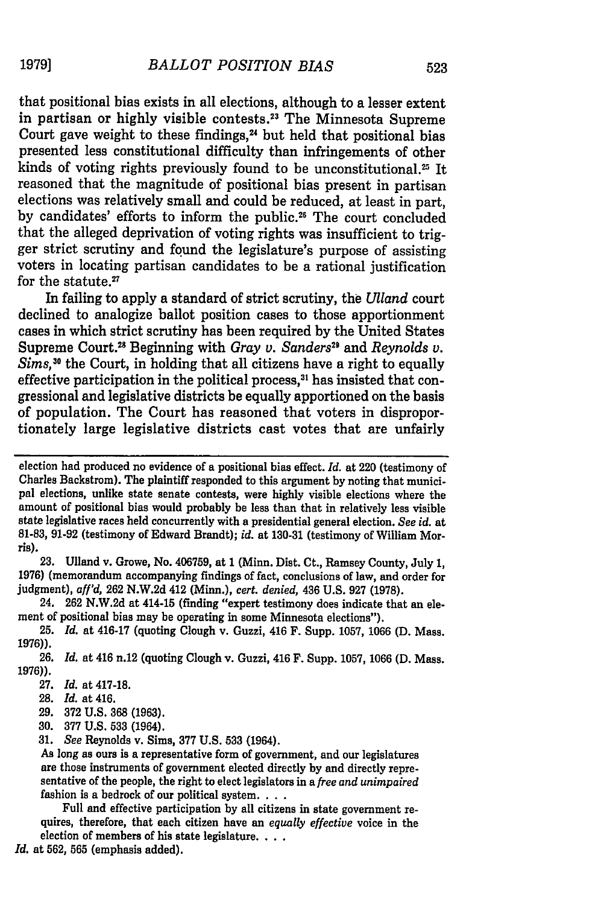that positional bias exists in all elections, although to a lesser extent in partisan or highly visible contests.[23] The Minnesota Supreme Court gave weight to these findings,[24] but held that positional bias presented less constitutional difficulty than infringements of other kinds of voting rights previously found to be unconstitutional.[25] It reasoned that the magnitude of positional bias present in partisan elections was relatively small and could be reduced, at least in part, by candidates' efforts to inform the public.[26] The court concluded that the alleged deprivation of voting rights was insufficient to trigger strict scrutiny and found the legislature's purpose of assisting voters in locating partisan candidates to be a rational justification for the statute.[27]

In failing to apply a standard of strict scrutiny, the *Ulland* court declined to analogize ballot position cases to those apportionment cases in which strict scrutiny has been required by the United States Supreme Court.[28] Beginning with *Gray v. Sanders*[29] and *Reynolds v. Sims*,[30] the Court, in holding that all citizens have a right to equally effective participation in the political process,[31] has insisted that congressional and legislative districts be equally apportioned on the basis of population. The Court has reasoned that voters in disproportionately large legislative districts cast votes that are unfairly

---

election had produced no evidence of a positional bias effect. *Id.* at 220 (testimony of Charles Backstrom). The plaintiff responded to this argument by noting that municipal elections, unlike state senate contests, were highly visible elections where the amount of positional bias would probably be less than that in relatively less visible state legislative races held concurrently with a presidential general election. *See id.* at 81-83, 91-92 (testimony of Edward Brandt); *id.* at 130-31 (testimony of William Morris).

23. Ulland v. Growe, No. 406759, at 1 (Minn. Dist. Ct., Ramsey County, July 1, 1976) (memorandum accompanying findings of fact, conclusions of law, and order for judgment), *aff'd*, 262 N.W.2d 412 (Minn.), *cert. denied*, 436 U.S. 927 (1978).

24. 262 N.W.2d at 414-15 (finding "expert testimony does indicate that an element of positional bias may be operating in some Minnesota elections").

25. *Id.* at 416-17 (quoting Clough v. Guzzi, 416 F. Supp. 1057, 1066 (D. Mass. 1976)).

26. *Id.* at 416 n.12 (quoting Clough v. Guzzi, 416 F. Supp. 1057, 1066 (D. Mass. 1976)).

27. *Id.* at 417-18.

28. *Id.* at 416.

29. 372 U.S. 368 (1963).

30. 377 U.S. 533 (1964).

31. *See* Reynolds v. Sims, 377 U.S. 533 (1964).

> As long as ours is a representative form of government, and our legislatures are those instruments of government elected directly by and directly representative of the people, the right to elect legislators in a *free and unimpaired* fashion is a bedrock of our political system. . . .
>
> Full and effective participation by all citizens in state government requires, therefore, that each citizen have an *equally effective* voice in the election of members of his state legislature. . . .

*Id.* at 562, 565 (emphasis added).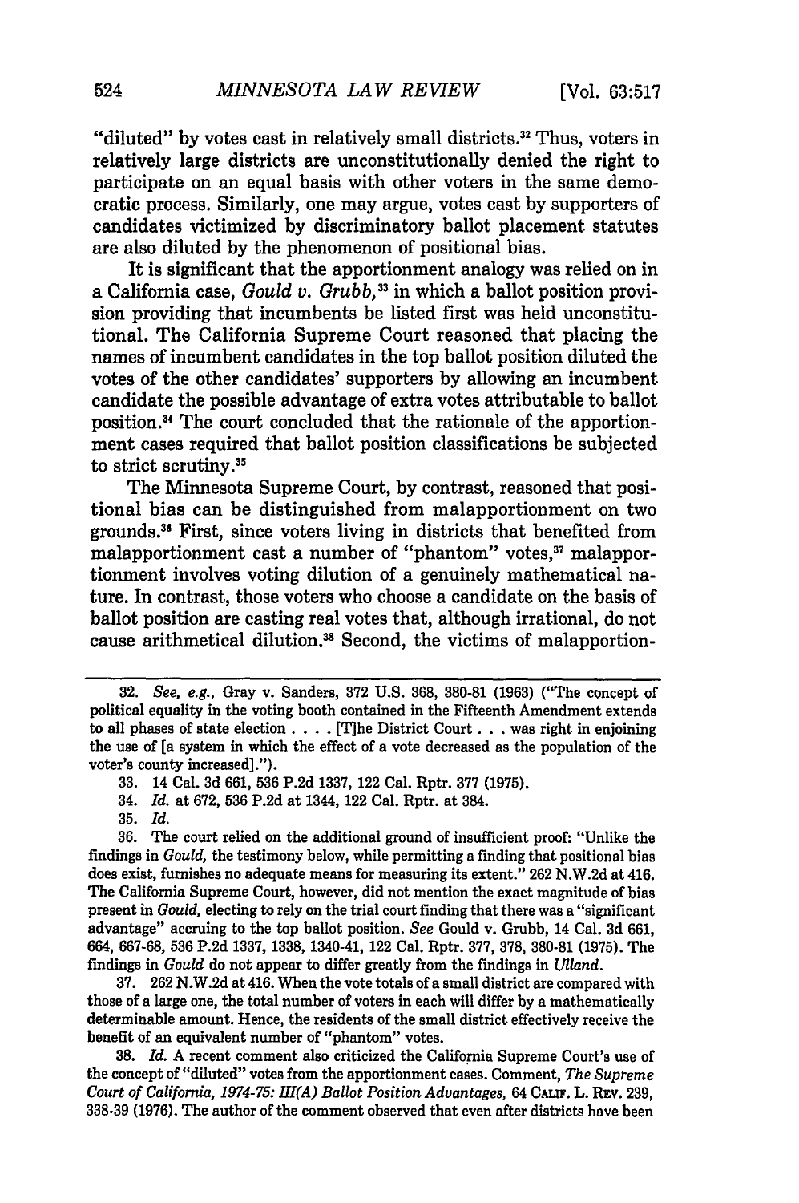"diluted" by votes cast in relatively small districts.[32] Thus, voters in relatively large districts are unconstitutionally denied the right to participate on an equal basis with other voters in the same democratic process. Similarly, one may argue, votes cast by supporters of candidates victimized by discriminatory ballot placement statutes are also diluted by the phenomenon of positional bias.

It is significant that the apportionment analogy was relied on in a California case, *Gould v. Grubb*,[33] in which a ballot position provision providing that incumbents be listed first was held unconstitutional. The California Supreme Court reasoned that placing the names of incumbent candidates in the top ballot position diluted the votes of the other candidates' supporters by allowing an incumbent candidate the possible advantage of extra votes attributable to ballot position.[34] The court concluded that the rationale of the apportionment cases required that ballot position classifications be subjected to strict scrutiny.[35]

The Minnesota Supreme Court, by contrast, reasoned that positional bias can be distinguished from malapportionment on two grounds.[36] First, since voters living in districts that benefited from malapportionment cast a number of "phantom" votes,[37] malapportionment involves voting dilution of a genuinely mathematical nature. In contrast, those voters who choose a candidate on the basis of ballot position are casting real votes that, although irrational, do not cause arithmetical dilution.[38] Second, the victims of malapportion-

---

32. *See, e.g.*, Gray v. Sanders, 372 U.S. 368, 380-81 (1963) ("The concept of political equality in the voting booth contained in the Fifteenth Amendment extends to all phases of state election . . . . [T]he District Court . . . was right in enjoining the use of [a system in which the effect of a vote decreased as the population of the voter's county increased].").

33. 14 Cal. 3d 661, 536 P.2d 1337, 122 Cal. Rptr. 377 (1975).

34. *Id.* at 672, 536 P.2d at 1344, 122 Cal. Rptr. at 384.

35. *Id.*

36. The court relied on the additional ground of insufficient proof: "Unlike the findings in *Gould*, the testimony below, while permitting a finding that positional bias does exist, furnishes no adequate means for measuring its extent." 262 N.W.2d at 416. The California Supreme Court, however, did not mention the exact magnitude of bias present in *Gould*, electing to rely on the trial court finding that there was a "significant advantage" accruing to the top ballot position. *See* Gould v. Grubb, 14 Cal. 3d 661, 664, 667-68, 536 P.2d 1337, 1338, 1340-41, 122 Cal. Rptr. 377, 378, 380-81 (1975). The findings in *Gould* do not appear to differ greatly from the findings in *Ulland*.

37. 262 N.W.2d at 416. When the vote totals of a small district are compared with those of a large one, the total number of voters in each will differ by a mathematically determinable amount. Hence, the residents of the small district effectively receive the benefit of an equivalent number of "phantom" votes.

38. *Id.* A recent comment also criticized the California Supreme Court's use of the concept of "diluted" votes from the apportionment cases. Comment, *The Supreme Court of California, 1974-75: III(A) Ballot Position Advantages*, 64 CALIF. L. REV. 239, 338-39 (1976). The author of the comment observed that even after districts have been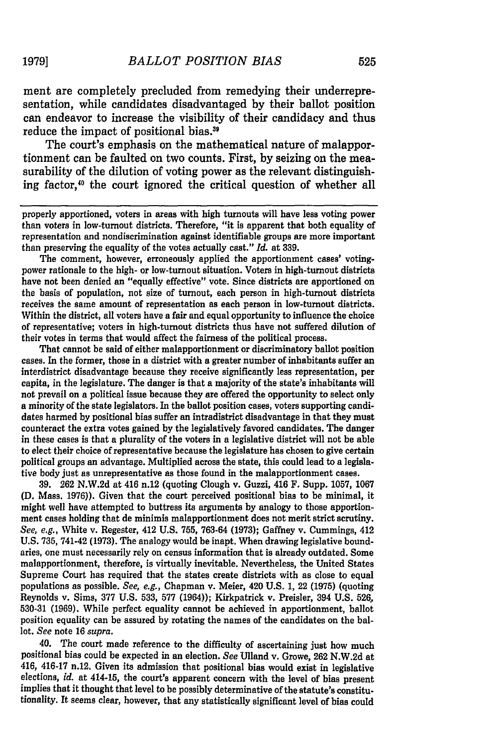ment are completely precluded from remedying their underrepresentation, while candidates disadvantaged by their ballot position can endeavor to increase the visibility of their candidacy and thus reduce the impact of positional bias.[39]

The court's emphasis on the mathematical nature of malapportionment can be faulted on two counts. First, by seizing on the measurability of the dilution of voting power as the relevant distinguishing factor,[40] the court ignored the critical question of whether all

---

properly apportioned, voters in areas with high turnouts will have less voting power than voters in low-turnout districts. Therefore, "it is apparent that both equality of representation and nondiscrimination against identifiable groups are more important than preserving the equality of the votes actually cast." *Id.* at 339.

The comment, however, erroneously applied the apportionment cases' voting-power rationale to the high- or low-turnout situation. Voters in high-turnout districts have not been denied an "equally effective" vote. Since districts are apportioned on the basis of population, not size of turnout, each person in high-turnout districts receives the same amount of representation as each person in low-turnout districts. Within the district, all voters have a fair and equal opportunity to influence the choice of representative; voters in high-turnout districts thus have not suffered dilution of their votes in terms that would affect the fairness of the political process.

That cannot be said of either malapportionment or discriminatory ballot position cases. In the former, those in a district with a greater number of inhabitants suffer an interdistrict disadvantage because they receive significantly less representation, per capita, in the legislature. The danger is that a majority of the state's inhabitants will not prevail on a political issue because they are offered the opportunity to select only a minority of the state legislators. In the ballot position cases, voters supporting candidates harmed by positional bias suffer an intradistrict disadvantage in that they must counteract the extra votes gained by the legislatively favored candidates. The danger in these cases is that a plurality of the voters in a legislative district will not be able to elect their choice of representative because the legislature has chosen to give certain political groups an advantage. Multiplied across the state, this could lead to a legislative body just as unrepresentative as those found in the malapportionment cases.

39. 262 N.W.2d at 416 n.12 (quoting Clough v. Guzzi, 416 F. Supp. 1057, 1067 (D. Mass. 1976)). Given that the court perceived positional bias to be minimal, it might well have attempted to buttress its arguments by analogy to those apportionment cases holding that de minimis malapportionment does not merit strict scrutiny. *See, e.g.*, White v. Regester, 412 U.S. 755, 763-64 (1973); Gaffney v. Cummings, 412 U.S. 735, 741-42 (1973). The analogy would be inapt. When drawing legislative boundaries, one must necessarily rely on census information that is already outdated. Some malapportionment, therefore, is virtually inevitable. Nevertheless, the United States Supreme Court has required that the states create districts with as close to equal populations as possible. *See, e.g.*, Chapman v. Meier, 420 U.S. 1, 22 (1975) (quoting Reynolds v. Sims, 377 U.S. 533, 577 (1964)); Kirkpatrick v. Preisler, 394 U.S. 526, 530-31 (1969). While perfect equality cannot be achieved in apportionment, ballot position equality can be assured by rotating the names of the candidates on the ballot. *See* note 16 *supra*.

40. The court made reference to the difficulty of ascertaining just how much positional bias could be expected in an election. *See* Ulland v. Growe, 262 N.W.2d at 416, 416-17 n.12. Given its admission that positional bias would exist in legislative elections, *id.* at 414-15, the court's apparent concern with the level of bias present implies that it thought that level to be possibly determinative of the statute's constitutionality. It seems clear, however, that any statistically significant level of bias could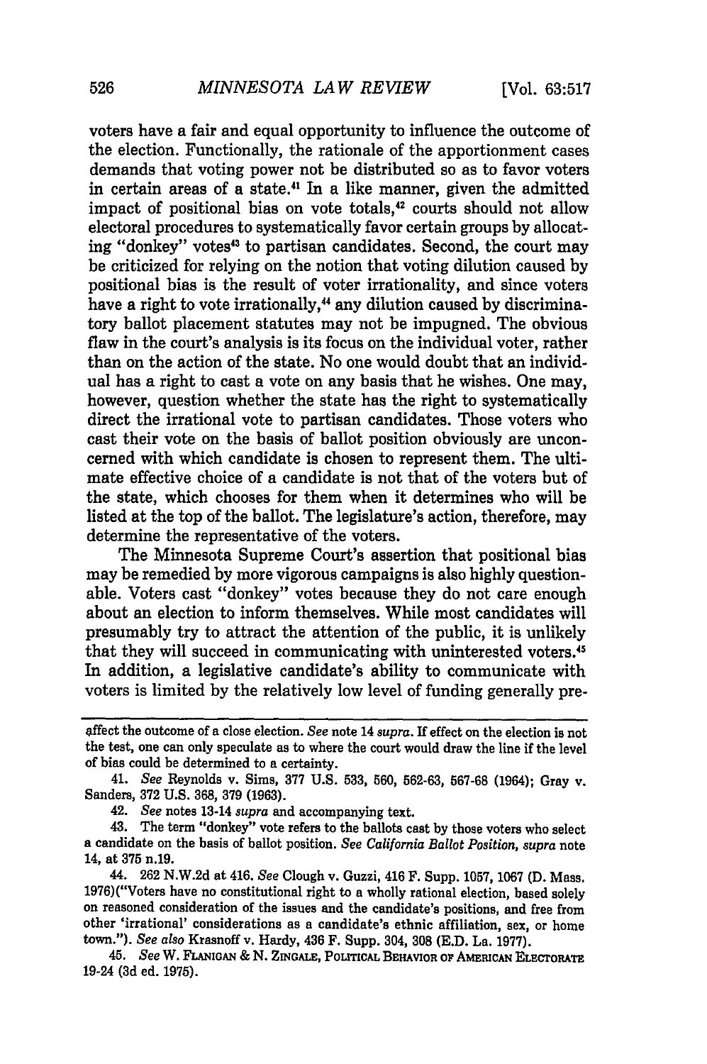voters have a fair and equal opportunity to influence the outcome of the election. Functionally, the rationale of the apportionment cases demands that voting power not be distributed so as to favor voters in certain areas of a state.[41] In a like manner, given the admitted impact of positional bias on vote totals,[42] courts should not allow electoral procedures to systematically favor certain groups by allocating "donkey" votes[43] to partisan candidates. Second, the court may be criticized for relying on the notion that voting dilution caused by positional bias is the result of voter irrationality, and since voters have a right to vote irrationally,[44] any dilution caused by discriminatory ballot placement statutes may not be impugned. The obvious flaw in the court's analysis is its focus on the individual voter, rather than on the action of the state. No one would doubt that an individual has a right to cast a vote on any basis that he wishes. One may, however, question whether the state has the right to systematically direct the irrational vote to partisan candidates. Those voters who cast their vote on the basis of ballot position obviously are unconcerned with which candidate is chosen to represent them. The ultimate effective choice of a candidate is not that of the voters but of the state, which chooses for them when it determines who will be listed at the top of the ballot. The legislature's action, therefore, may determine the representative of the voters.

The Minnesota Supreme Court's assertion that positional bias may be remedied by more vigorous campaigns is also highly questionable. Voters cast "donkey" votes because they do not care enough about an election to inform themselves. While most candidates will presumably try to attract the attention of the public, it is unlikely that they will succeed in communicating with uninterested voters.[45] In addition, a legislative candidate's ability to communicate with voters is limited by the relatively low level of funding generally pre-

---

affect the outcome of a close election. *See* note 14 *supra*. If effect on the election is not the test, one can only speculate as to where the court would draw the line if the level of bias could be determined to a certainty.

41. *See* Reynolds v. Sims, 377 U.S. 533, 560, 562-63, 567-68 (1964); Gray v. Sanders, 372 U.S. 368, 379 (1963).

42. *See* notes 13-14 *supra* and accompanying text.

43. The term "donkey" vote refers to the ballots cast by those voters who select a candidate on the basis of ballot position. *See California Ballot Position*, *supra* note 14, at 375 n.19.

44. 262 N.W.2d at 416. *See* Clough v. Guzzi, 416 F. Supp. 1057, 1067 (D. Mass. 1976)("Voters have no constitutional right to a wholly rational election, based solely on reasoned consideration of the issues and the candidate's positions, and free from other 'irrational' considerations as a candidate's ethnic affiliation, sex, or home town."). *See also* Krasnoff v. Hardy, 436 F. Supp. 304, 308 (E.D. La. 1977).

45. *See* W. FLANIGAN & N. ZINGALE, POLITICAL BEHAVIOR OF AMERICAN ELECTORATE 19-24 (3d ed. 1975).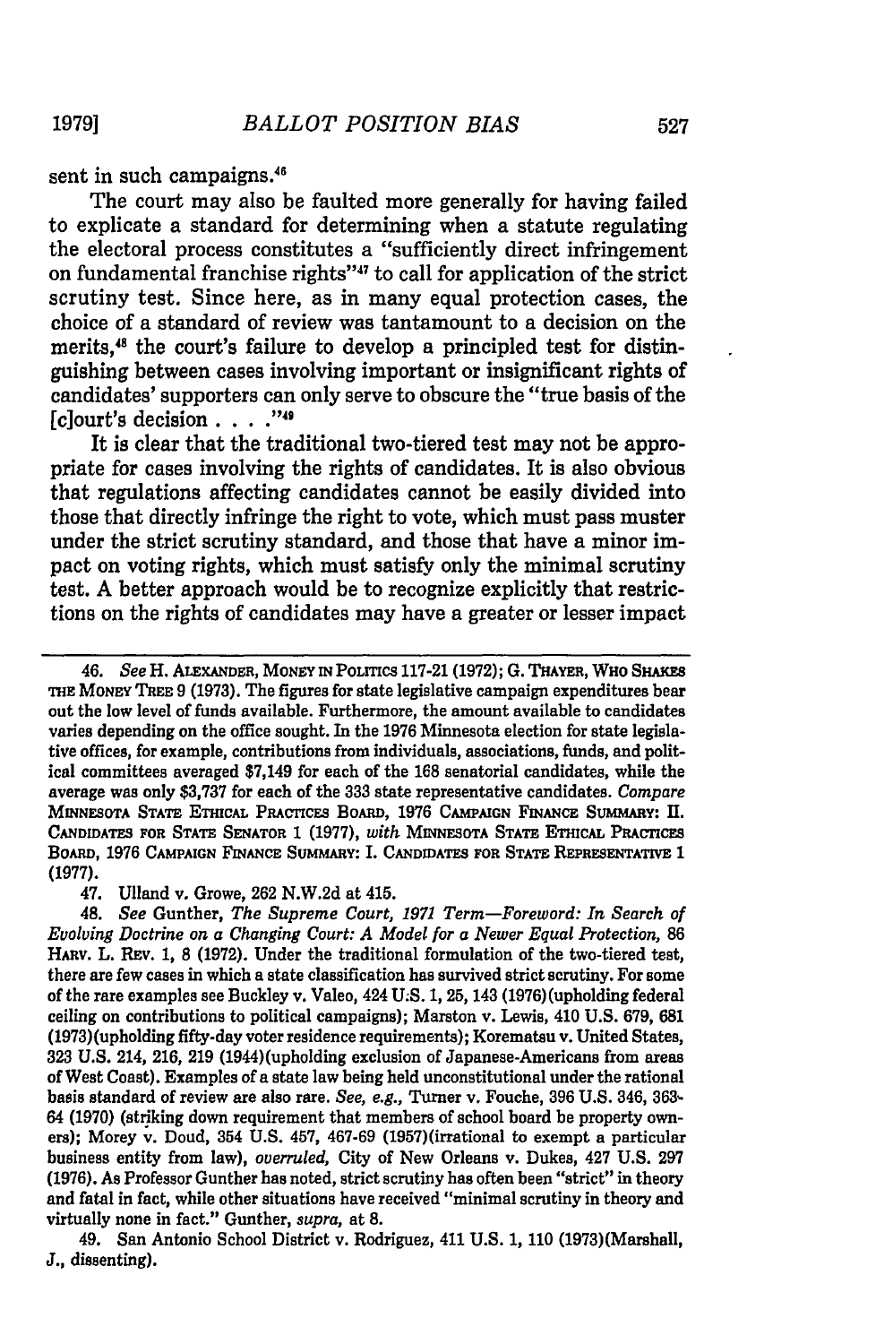sent in such campaigns.[46]

The court may also be faulted more generally for having failed to explicate a standard for determining when a statute regulating the electoral process constitutes a "sufficiently direct infringement on fundamental franchise rights"[47] to call for application of the strict scrutiny test. Since here, as in many equal protection cases, the choice of a standard of review was tantamount to a decision on the merits,[48] the court's failure to develop a principled test for distinguishing between cases involving important or insignificant rights of candidates' supporters can only serve to obscure the "true basis of the [c]ourt's decision . . . ."[49]

It is clear that the traditional two-tiered test may not be appropriate for cases involving the rights of candidates. It is also obvious that regulations affecting candidates cannot be easily divided into those that directly infringe the right to vote, which must pass muster under the strict scrutiny standard, and those that have a minor impact on voting rights, which must satisfy only the minimal scrutiny test. A better approach would be to recognize explicitly that restrictions on the rights of candidates may have a greater or lesser impact

---

46. *See* H. ALEXANDER, MONEY IN POLITICS 117-21 (1972); G. THAYER, WHO SHAKES THE MONEY TREE 9 (1973). The figures for state legislative campaign expenditures bear out the low level of funds available. Furthermore, the amount available to candidates varies depending on the office sought. In the 1976 Minnesota election for state legislative offices, for example, contributions from individuals, associations, funds, and political committees averaged $7,149 for each of the 168 senatorial candidates, while the average was only $3,737 for each of the 333 state representative candidates. *Compare* MINNESOTA STATE ETHICAL PRACTICES BOARD, 1976 CAMPAIGN FINANCE SUMMARY: II. CANDIDATES FOR STATE SENATOR 1 (1977), *with* MINNESOTA STATE ETHICAL PRACTICES BOARD, 1976 CAMPAIGN FINANCE SUMMARY: I. CANDIDATES FOR STATE REPRESENTATIVE 1 (1977).

47. Ulland v. Growe, 262 N.W.2d at 415.

48. *See* Gunther, *The Supreme Court, 1971 Term—Foreword: In Search of Evolving Doctrine on a Changing Court: A Model for a Newer Equal Protection*, 86 HARV. L. REV. 1, 8 (1972). Under the traditional formulation of the two-tiered test, there are few cases in which a state classification has survived strict scrutiny. For some of the rare examples see Buckley v. Valeo, 424 U.S. 1, 25, 143 (1976)(upholding federal ceiling on contributions to political campaigns); Marston v. Lewis, 410 U.S. 679, 681 (1973)(upholding fifty-day voter residence requirements); Korematsu v. United States, 323 U.S. 214, 216, 219 (1944)(upholding exclusion of Japanese-Americans from areas of West Coast). Examples of a state law being held unconstitutional under the rational basis standard of review are also rare. *See, e.g.*, Turner v. Fouche, 396 U.S. 346, 363-64 (1970) (striking down requirement that members of school board be property owners); Morey v. Doud, 354 U.S. 457, 467-69 (1957)(irrational to exempt a particular business entity from law), *overruled*, City of New Orleans v. Dukes, 427 U.S. 297 (1976). As Professor Gunther has noted, strict scrutiny has often been "strict" in theory and fatal in fact, while other situations have received "minimal scrutiny in theory and virtually none in fact." Gunther, *supra*, at 8.

49. San Antonio School District v. Rodriguez, 411 U.S. 1, 110 (1973)(Marshall, J., dissenting).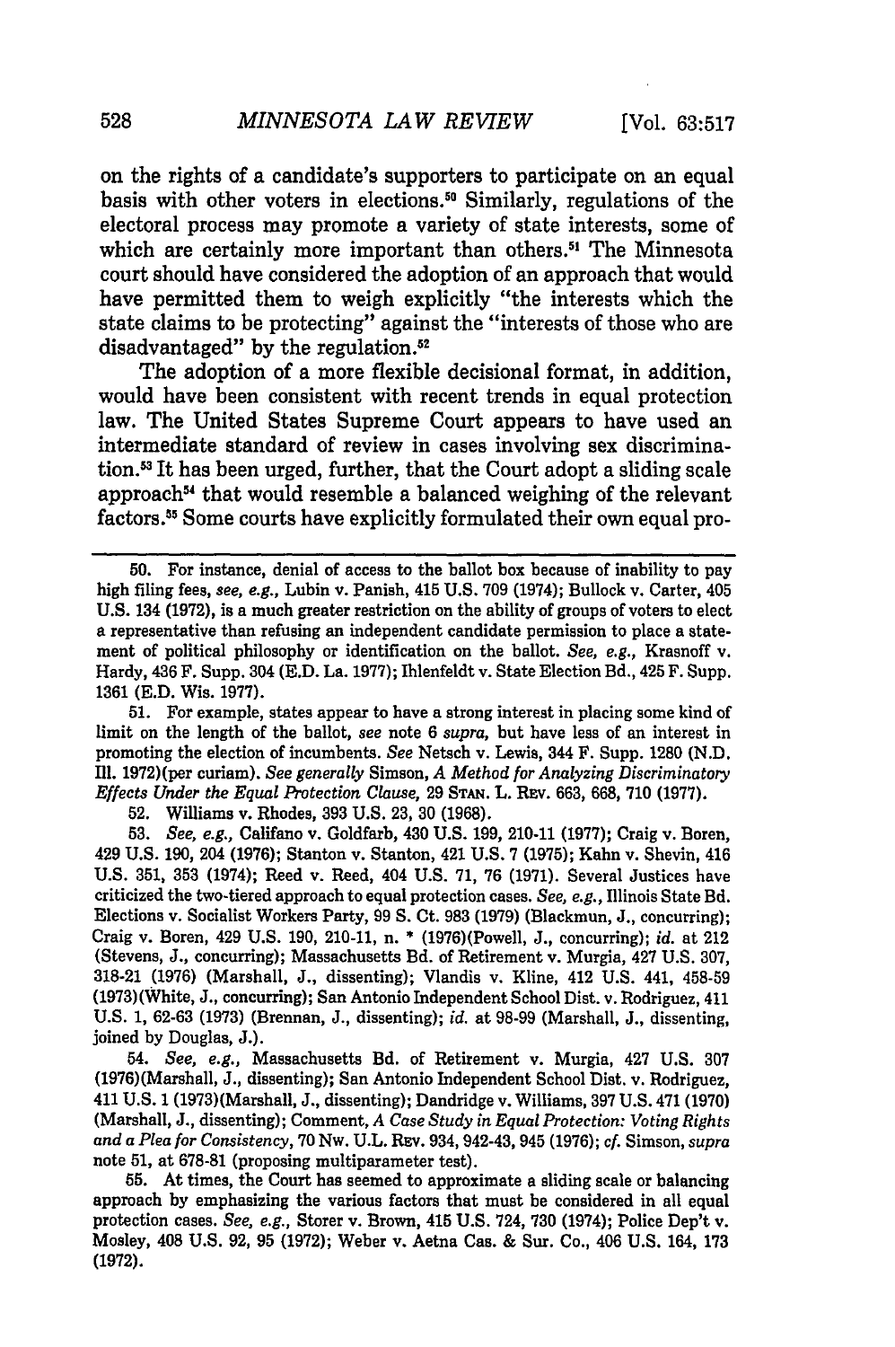on the rights of a candidate's supporters to participate on an equal basis with other voters in elections.[50] Similarly, regulations of the electoral process may promote a variety of state interests, some of which are certainly more important than others.[51] The Minnesota court should have considered the adoption of an approach that would have permitted them to weigh explicitly "the interests which the state claims to be protecting" against the "interests of those who are disadvantaged" by the regulation.[52]

The adoption of a more flexible decisional format, in addition, would have been consistent with recent trends in equal protection law. The United States Supreme Court appears to have used an intermediate standard of review in cases involving sex discrimination.[53] It has been urged, further, that the Court adopt a sliding scale approach[54] that would resemble a balanced weighing of the relevant factors.[55] Some courts have explicitly formulated their own equal pro-

---

50. For instance, denial of access to the ballot box because of inability to pay high filing fees, *see, e.g.*, Lubin v. Panish, 415 U.S. 709 (1974); Bullock v. Carter, 405 U.S. 134 (1972), is a much greater restriction on the ability of groups of voters to elect a representative than refusing an independent candidate permission to place a statement of political philosophy or identification on the ballot. *See, e.g.*, Krasnoff v. Hardy, 436 F. Supp. 304 (E.D. La. 1977); Ihlenfeldt v. State Election Bd., 425 F. Supp. 1361 (E.D. Wis. 1977).

51. For example, states appear to have a strong interest in placing some kind of limit on the length of the ballot, *see* note 6 *supra*, but have less of an interest in promoting the election of incumbents. *See* Netsch v. Lewis, 344 F. Supp. 1280 (N.D. Ill. 1972)(per curiam). *See generally* Simson, *A Method for Analyzing Discriminatory Effects Under the Equal Protection Clause*, 29 STAN. L. REV. 663, 668, 710 (1977).

52. Williams v. Rhodes, 393 U.S. 23, 30 (1968).

53. *See, e.g.*, Califano v. Goldfarb, 430 U.S. 199, 210-11 (1977); Craig v. Boren, 429 U.S. 190, 204 (1976); Stanton v. Stanton, 421 U.S. 7 (1975); Kahn v. Shevin, 416 U.S. 351, 353 (1974); Reed v. Reed, 404 U.S. 71, 76 (1971). Several Justices have criticized the two-tiered approach to equal protection cases. *See, e.g.*, Illinois State Bd. Elections v. Socialist Workers Party, 99 S. Ct. 983 (1979) (Blackmun, J., concurring); Craig v. Boren, 429 U.S. 190, 210-11, n. * (1976)(Powell, J., concurring); *id.* at 212 (Stevens, J., concurring); Massachusetts Bd. of Retirement v. Murgia, 427 U.S. 307, 318-21 (1976) (Marshall, J., dissenting); Vlandis v. Kline, 412 U.S. 441, 458-59 (1973)(White, J., concurring); San Antonio Independent School Dist. v. Rodriguez, 411 U.S. 1, 62-63 (1973) (Brennan, J., dissenting); *id.* at 98-99 (Marshall, J., dissenting, joined by Douglas, J.).

54. *See, e.g.*, Massachusetts Bd. of Retirement v. Murgia, 427 U.S. 307 (1976)(Marshall, J., dissenting); San Antonio Independent School Dist. v. Rodriguez, 411 U.S. 1 (1973)(Marshall, J., dissenting); Dandridge v. Williams, 397 U.S. 471 (1970) (Marshall, J., dissenting); Comment, *A Case Study in Equal Protection: Voting Rights and a Plea for Consistency*, 70 NW. U.L. REV. 934, 942-43, 945 (1976); *cf.* Simson, *supra* note 51, at 678-81 (proposing multiparameter test).

55. At times, the Court has seemed to approximate a sliding scale or balancing approach by emphasizing the various factors that must be considered in all equal protection cases. *See, e.g.*, Storer v. Brown, 415 U.S. 724, 730 (1974); Police Dep't v. Mosley, 408 U.S. 92, 95 (1972); Weber v. Aetna Cas. & Sur. Co., 406 U.S. 164, 173 (1972).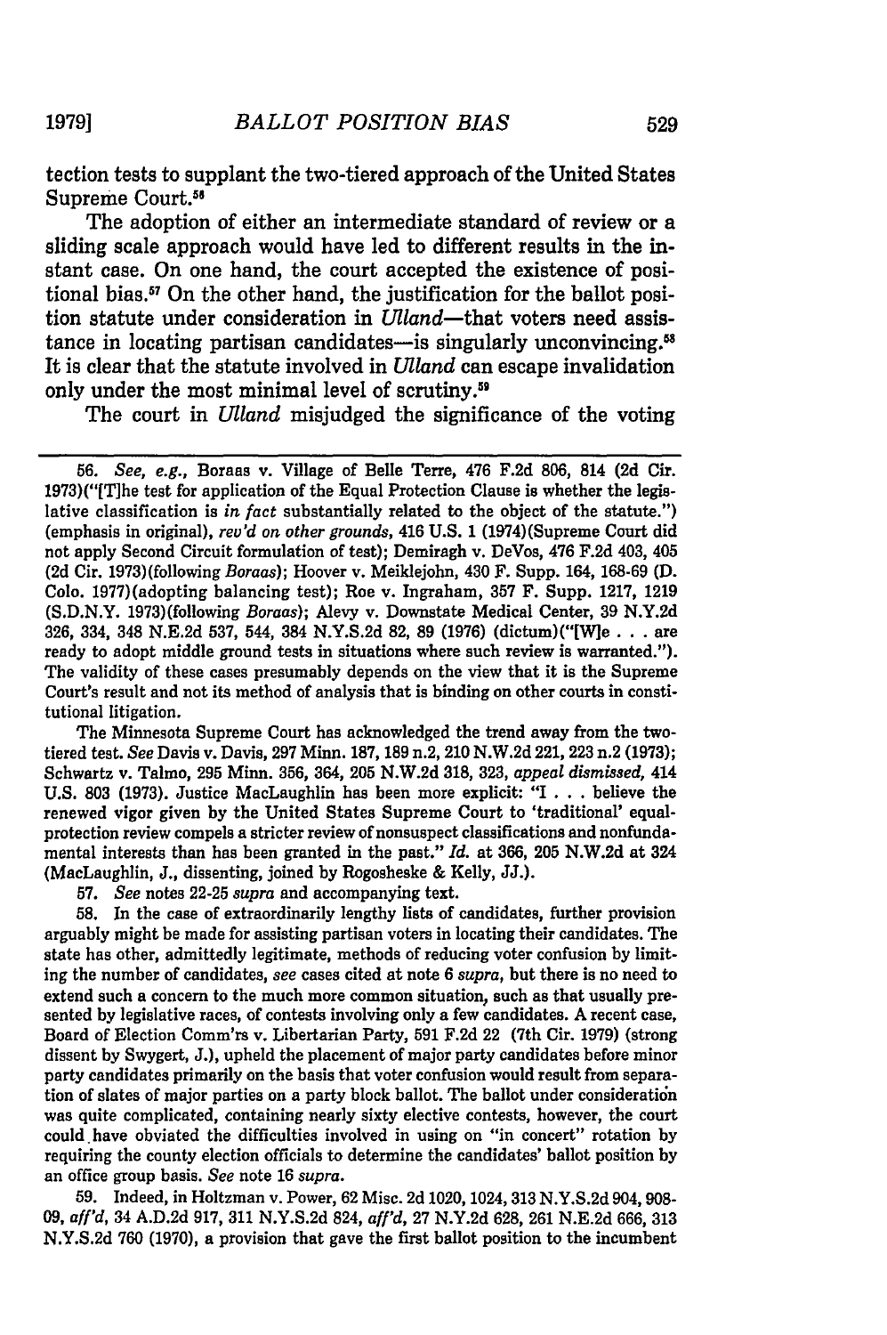tection tests to supplant the two-tiered approach of the United States Supreme Court.[56]

The adoption of either an intermediate standard of review or a sliding scale approach would have led to different results in the instant case. On one hand, the court accepted the existence of positional bias.[57] On the other hand, the justification for the ballot position statute under consideration in *Ulland*—that voters need assistance in locating partisan candidates—is singularly unconvincing.[58] It is clear that the statute involved in *Ulland* can escape invalidation only under the most minimal level of scrutiny.[59]

The court in *Ulland* misjudged the significance of the voting

---

56. *See, e.g.*, Boraas v. Village of Belle Terre, 476 F.2d 806, 814 (2d Cir. 1973)("[T]he test for application of the Equal Protection Clause is whether the legislative classification is *in fact* substantially related to the object of the statute.") (emphasis in original), *rev'd on other grounds*, 416 U.S. 1 (1974)(Supreme Court did not apply Second Circuit formulation of test); Demiragh v. DeVos, 476 F.2d 403, 405 (2d Cir. 1973)(following *Boraas*); Hoover v. Meiklejohn, 430 F. Supp. 164, 168-69 (D. Colo. 1977)(adopting balancing test); Roe v. Ingraham, 357 F. Supp. 1217, 1219 (S.D.N.Y. 1973)(following *Boraas*); Alevy v. Downstate Medical Center, 39 N.Y.2d 326, 334, 348 N.E.2d 537, 544, 384 N.Y.S.2d 82, 89 (1976) (dictum)("[W]e . . . are ready to adopt middle ground tests in situations where such review is warranted."). The validity of these cases presumably depends on the view that it is the Supreme Court's result and not its method of analysis that is binding on other courts in constitutional litigation.

The Minnesota Supreme Court has acknowledged the trend away from the two-tiered test. *See* Davis v. Davis, 297 Minn. 187, 189 n.2, 210 N.W.2d 221, 223 n.2 (1973); Schwartz v. Talmo, 295 Minn. 356, 364, 205 N.W.2d 318, 323, *appeal dismissed*, 414 U.S. 803 (1973). Justice MacLaughlin has been more explicit: "I . . . believe the renewed vigor given by the United States Supreme Court to 'traditional' equal-protection review compels a stricter review of nonsuspect classifications and nonfundamental interests than has been granted in the past." *Id.* at 366, 205 N.W.2d at 324 (MacLaughlin, J., dissenting, joined by Rogosheske & Kelly, JJ.).

57. *See* notes 22-25 *supra* and accompanying text.

58. In the case of extraordinarily lengthy lists of candidates, further provision arguably might be made for assisting partisan voters in locating their candidates. The state has other, admittedly legitimate, methods of reducing voter confusion by limiting the number of candidates, *see* cases cited at note 6 *supra*, but there is no need to extend such a concern to the much more common situation, such as that usually presented by legislative races, of contests involving only a few candidates. A recent case, Board of Election Comm'rs v. Libertarian Party, 591 F.2d 22 (7th Cir. 1979) (strong dissent by Swygert, J.), upheld the placement of major party candidates before minor party candidates primarily on the basis that voter confusion would result from separation of slates of major parties on a party block ballot. The ballot under consideration was quite complicated, containing nearly sixty elective contests, however, the court could have obviated the difficulties involved in using on "in concert" rotation by requiring the county election officials to determine the candidates' ballot position by an office group basis. *See* note 16 *supra*.

59. Indeed, in Holtzman v. Power, 62 Misc. 2d 1020, 1024, 313 N.Y.S.2d 904, 908-09, *aff'd*, 34 A.D.2d 917, 311 N.Y.S.2d 824, *aff'd*, 27 N.Y.2d 628, 261 N.E.2d 666, 313 N.Y.S.2d 760 (1970), a provision that gave the first ballot position to the incumbent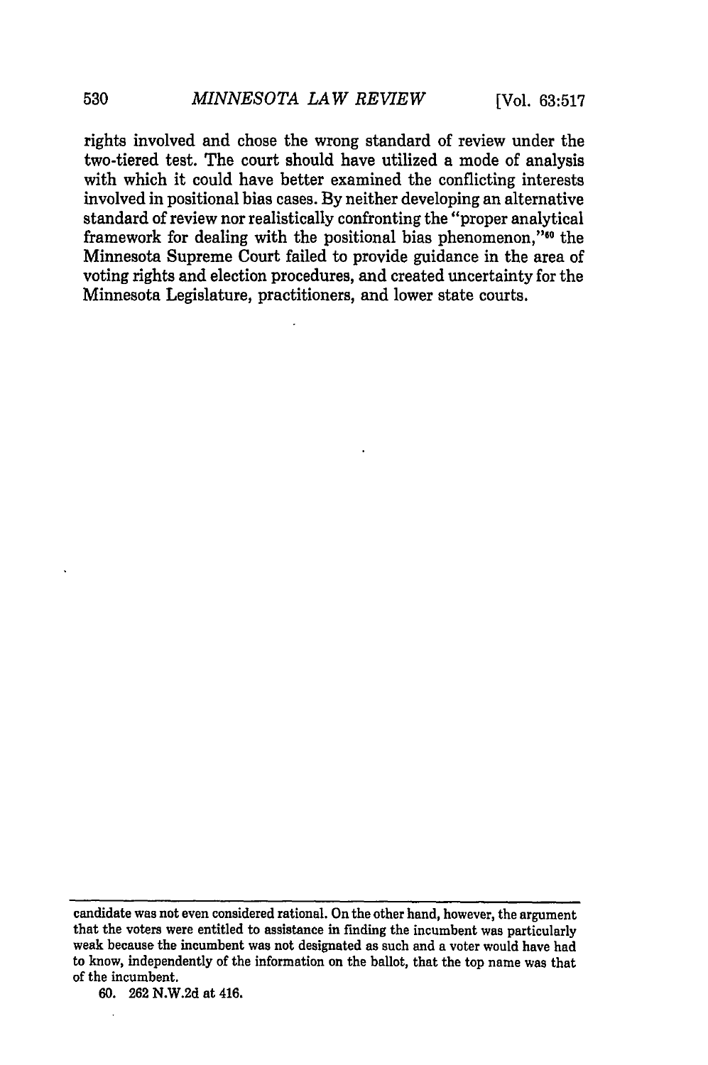rights involved and chose the wrong standard of review under the two-tiered test. The court should have utilized a mode of analysis with which it could have better examined the conflicting interests involved in positional bias cases. By neither developing an alternative standard of review nor realistically confronting the "proper analytical framework for dealing with the positional bias phenomenon,"[60] the Minnesota Supreme Court failed to provide guidance in the area of voting rights and election procedures, and created uncertainty for the Minnesota Legislature, practitioners, and lower state courts.

---

candidate was not even considered rational. On the other hand, however, the argument that the voters were entitled to assistance in finding the incumbent was particularly weak because the incumbent was not designated as such and a voter would have had to know, independently of the information on the ballot, that the top name was that of the incumbent.

60. 262 N.W.2d at 416.